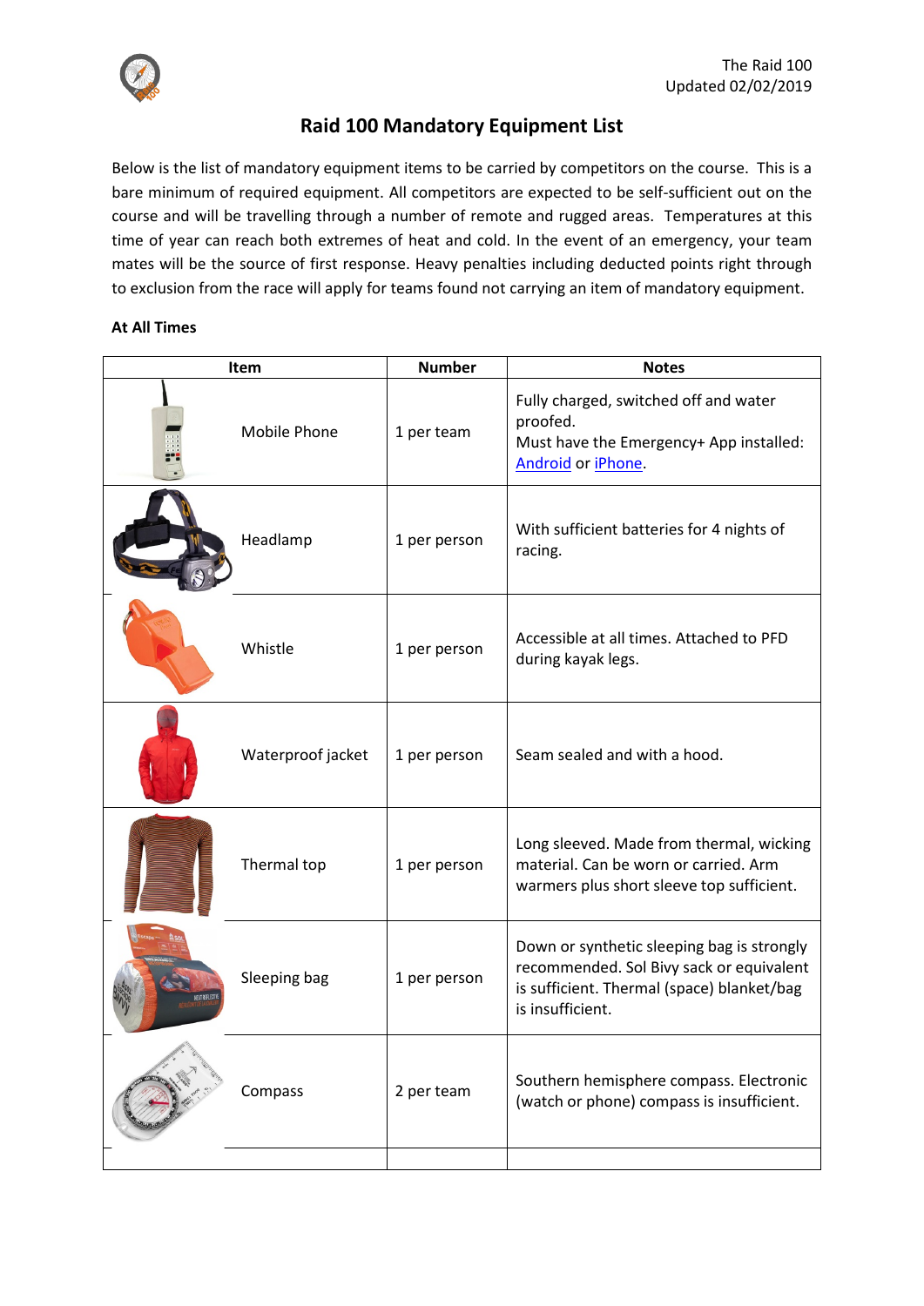# Raid 100 Mandatory Equipment List

Below is the list of mandatory equipment items to be carried by competitors on the course. This is a bare minimum of required equipment. All competitors are expected to be self-sufficient out on the course and will be travelling through a number of remote and rugged areas. Temperatures at this time of year can reach both extremes of heat and cold. In the event of an emergency, your team mates will be the source of first response. Heavy penalties including deducted points right through to exclusion from the race will apply for teams found not carrying an item of mandatory equipment.

**At All Times**

| Item | Number | Notes |
|---|---|---|
| Mobile Phone | 1 per team | Fully charged, switched off and water proofed. Must have the Emergency+ App installed: Android or iPhone. |
| Headlamp | 1 per person | With sufficient batteries for 4 nights of racing. |
| Whistle | 1 per person | Accessible at all times. Attached to PFD during kayak legs. |
| Waterproof jacket | 1 per person | Seam sealed and with a hood. |
| Thermal top | 1 per person | Long sleeved. Made from thermal, wicking material. Can be worn or carried. Arm warmers plus short sleeve top sufficient. |
| Sleeping bag | 1 per person | Down or synthetic sleeping bag is strongly recommended. Sol Bivy sack or equivalent is sufficient. Thermal (space) blanket/bag is insufficient. |
| Compass | 2 per team | Southern hemisphere compass. Electronic (watch or phone) compass is insufficient. |
| | | |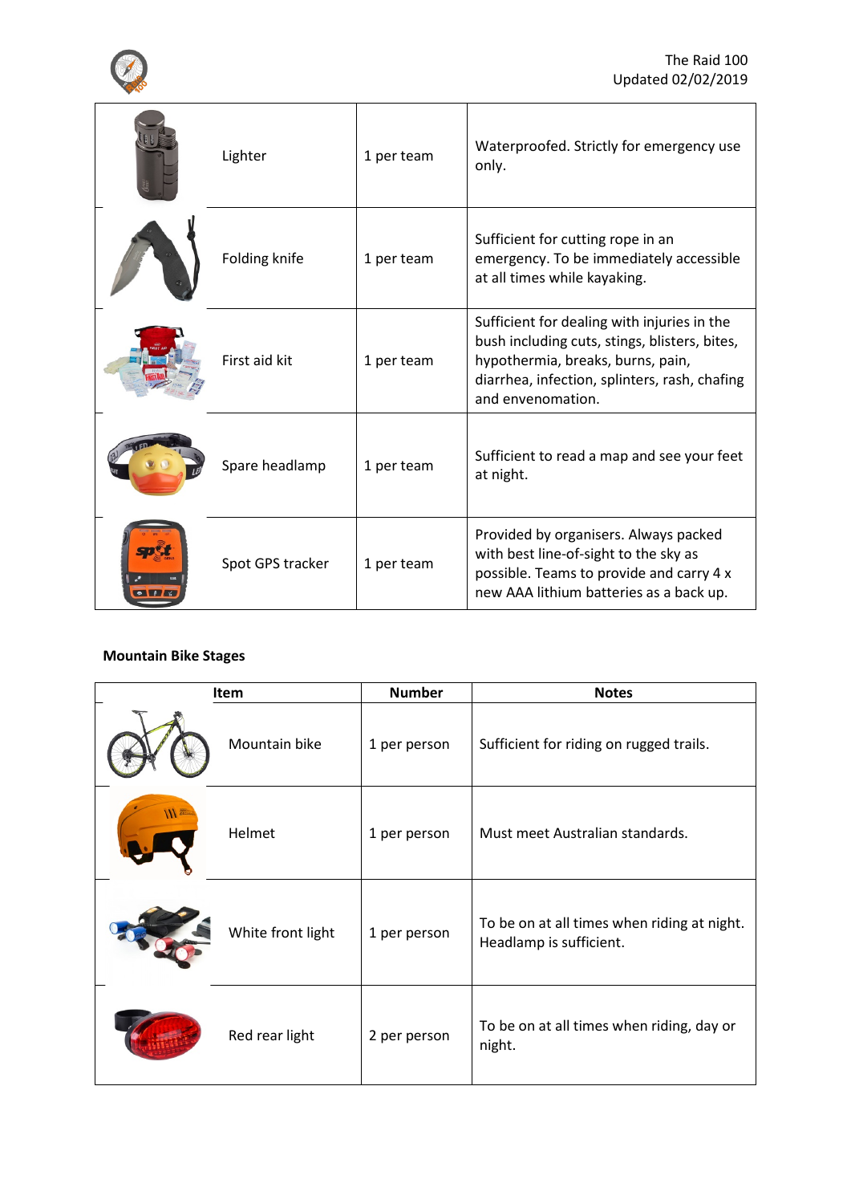| Item | Number | Notes |
|---|---|---|
| Lighter | 1 per team | Waterproofed. Strictly for emergency use only. |
| Folding knife | 1 per team | Sufficient for cutting rope in an emergency. To be immediately accessible at all times while kayaking. |
| First aid kit | 1 per team | Sufficient for dealing with injuries in the bush including cuts, stings, blisters, bites, hypothermia, breaks, burns, pain, diarrhea, infection, splinters, rash, chafing and envenomation. |
| Spare headlamp | 1 per team | Sufficient to read a map and see your feet at night. |
| Spot GPS tracker | 1 per team | Provided by organisers. Always packed with best line-of-sight to the sky as possible. Teams to provide and carry 4 x new AAA lithium batteries as a back up. |

**Mountain Bike Stages**

| Item | Number | Notes |
|---|---|---|
| Mountain bike | 1 per person | Sufficient for riding on rugged trails. |
| Helmet | 1 per person | Must meet Australian standards. |
| White front light | 1 per person | To be on at all times when riding at night. Headlamp is sufficient. |
| Red rear light | 2 per person | To be on at all times when riding, day or night. |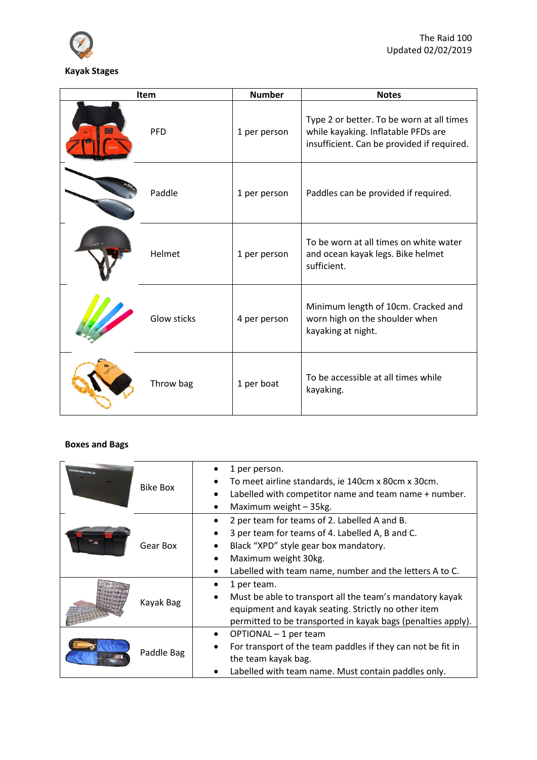### Kayak Stages

| Item | Number | Notes |
|---|---|---|
| PFD | 1 per person | Type 2 or better. To be worn at all times while kayaking. Inflatable PFDs are insufficient. Can be provided if required. |
| Paddle | 1 per person | Paddles can be provided if required. |
| Helmet | 1 per person | To be worn at all times on white water and ocean kayak legs. Bike helmet sufficient. |
| Glow sticks | 4 per person | Minimum length of 10cm. Cracked and worn high on the shoulder when kayaking at night. |
| Throw bag | 1 per boat | To be accessible at all times while kayaking. |

### Boxes and Bags

| Item | Details |
|---|---|
| Bike Box | • 1 per person.<br>• To meet airline standards, ie 140cm x 80cm x 30cm.<br>• Labelled with competitor name and team name + number.<br>• Maximum weight – 35kg. |
| Gear Box | • 2 per team for teams of 2. Labelled A and B.<br>• 3 per team for teams of 4. Labelled A, B and C.<br>• Black "XPD" style gear box mandatory.<br>• Maximum weight 30kg.<br>• Labelled with team name, number and the letters A to C. |
| Kayak Bag | • 1 per team.<br>• Must be able to transport all the team's mandatory kayak equipment and kayak seating. Strictly no other item permitted to be transported in kayak bags (penalties apply). |
| Paddle Bag | • OPTIONAL – 1 per team<br>• For transport of the team paddles if they can not be fit in the team kayak bag.<br>• Labelled with team name. Must contain paddles only. |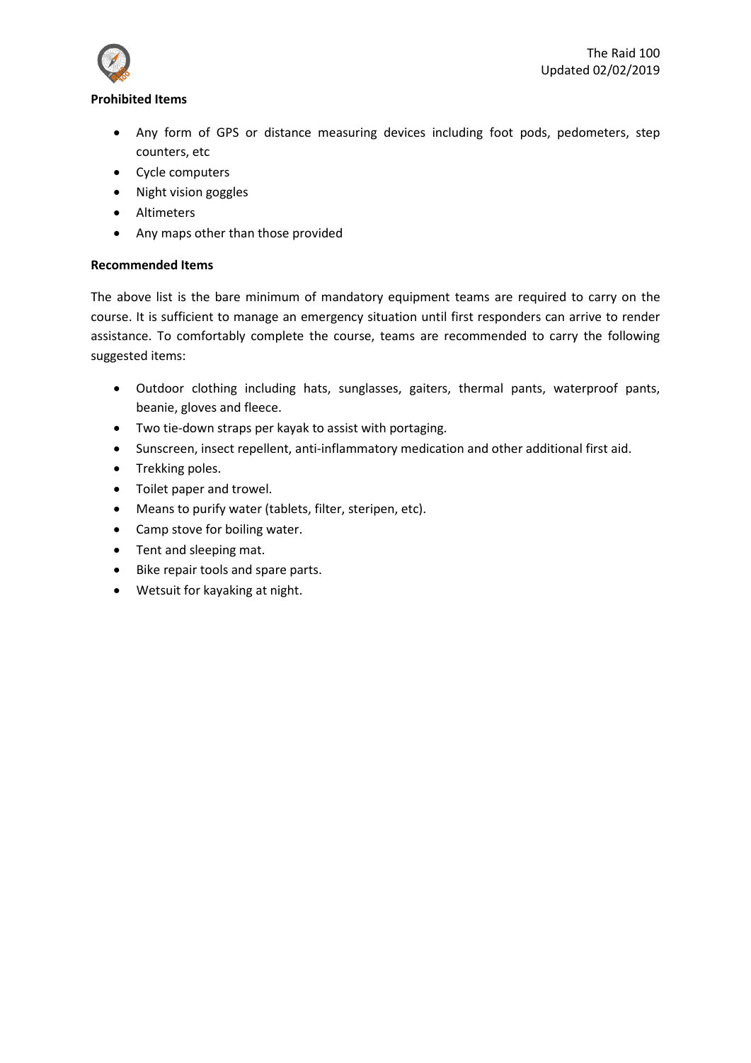**Prohibited Items**

- Any form of GPS or distance measuring devices including foot pods, pedometers, step counters, etc
- Cycle computers
- Night vision goggles
- Altimeters
- Any maps other than those provided

**Recommended Items**

The above list is the bare minimum of mandatory equipment teams are required to carry on the course. It is sufficient to manage an emergency situation until first responders can arrive to render assistance. To comfortably complete the course, teams are recommended to carry the following suggested items:

- Outdoor clothing including hats, sunglasses, gaiters, thermal pants, waterproof pants, beanie, gloves and fleece.
- Two tie-down straps per kayak to assist with portaging.
- Sunscreen, insect repellent, anti-inflammatory medication and other additional first aid.
- Trekking poles.
- Toilet paper and trowel.
- Means to purify water (tablets, filter, steripen, etc).
- Camp stove for boiling water.
- Tent and sleeping mat.
- Bike repair tools and spare parts.
- Wetsuit for kayaking at night.